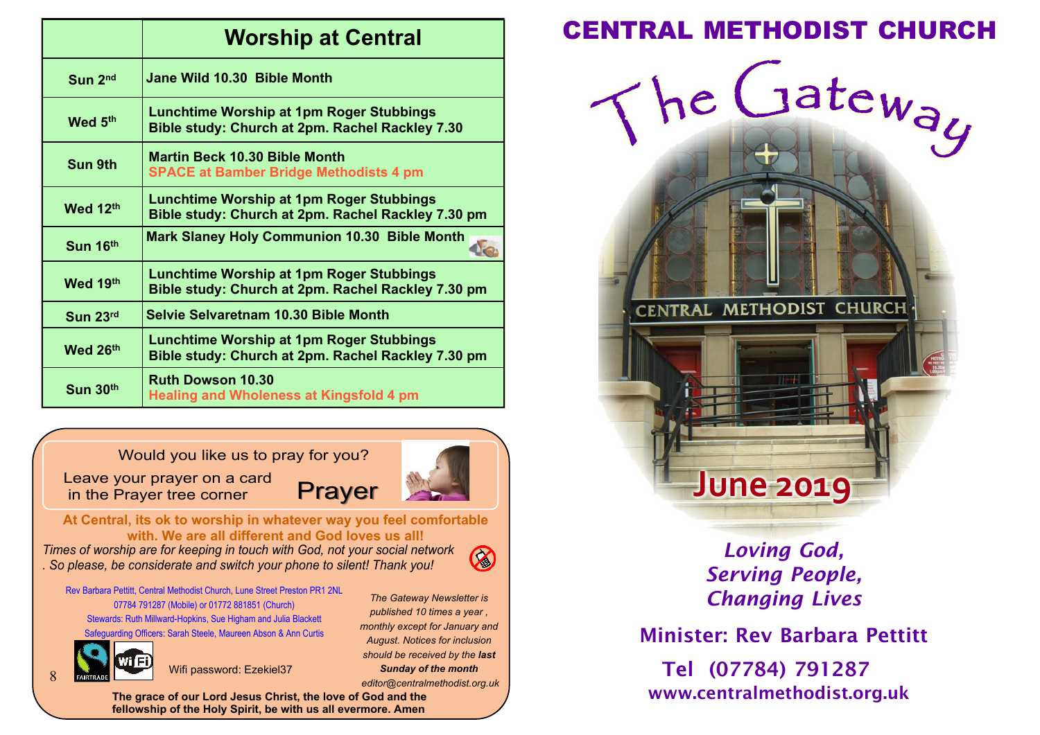| | Worship at Central |
|---|---|
| Sun 2nd | Jane Wild 10.30 Bible Month |
| Wed 5th | Lunchtime Worship at 1pm Roger Stubbings<br>Bible study: Church at 2pm. Rachel Rackley 7.30 |
| Sun 9th | Martin Beck 10.30 Bible Month<br>SPACE at Bamber Bridge Methodists 4 pm |
| Wed 12th | Lunchtime Worship at 1pm Roger Stubbings<br>Bible study: Church at 2pm. Rachel Rackley 7.30 pm |
| Sun 16th | Mark Slaney Holy Communion 10.30 Bible Month |
| Wed 19th | Lunchtime Worship at 1pm Roger Stubbings<br>Bible study: Church at 2pm. Rachel Rackley 7.30 pm |
| Sun 23rd | Selvie Selvaretnam 10.30 Bible Month |
| Wed 26th | Lunchtime Worship at 1pm Roger Stubbings<br>Bible study: Church at 2pm. Rachel Rackley 7.30 pm |
| Sun 30th | Ruth Dowson 10.30<br>Healing and Wholeness at Kingsfold 4 pm |

Would you like us to pray for you?

Leave your prayer on a card in the Prayer tree corner

**Prayer**

**At Central, its ok to worship in whatever way you feel comfortable with. We are all different and God loves us all!**

*Times of worship are for keeping in touch with God, not your social network. So please, be considerate and switch your phone to silent! Thank you!*

Rev Barbara Pettitt, Central Methodist Church, Lune Street Preston PR1 2NL
07784 791287 (Mobile) or 01772 881851 (Church)
Stewards: Ruth Millward-Hopkins, Sue Higham and Julia Blackett
Safeguarding Officers: Sarah Steele, Maureen Abson & Ann Curtis

Wifi password: Ezekiel37

*The Gateway Newsletter is published 10 times a year, monthly except for January and August. Notices for inclusion should be received by the* ***last Sunday of the month***
*editor@centralmethodist.org.uk*

**The grace of our Lord Jesus Christ, the love of God and the fellowship of the Holy Spirit, be with us all evermore. Amen**

# CENTRAL METHODIST CHURCH

# The Gateway

## June 2019

*Loving God,*
*Serving People,*
*Changing Lives*

**Minister: Rev Barbara Pettitt**

**Tel (07784) 791287**

**www.centralmethodist.org.uk**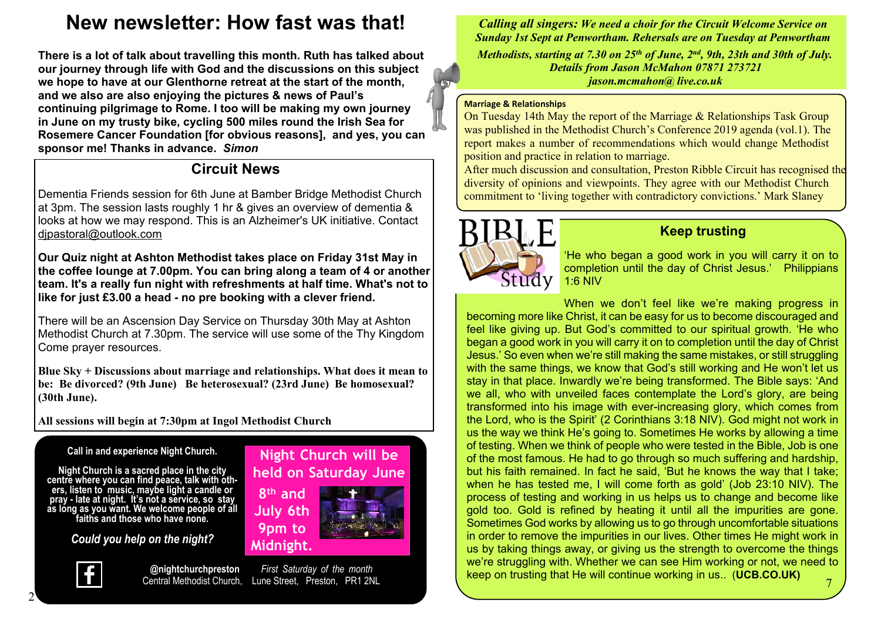# New newsletter: How fast was that!

**There is a lot of talk about travelling this month. Ruth has talked about our journey through life with God and the discussions on this subject we hope to have at our Glenthorne retreat at the start of the month, and we also are also enjoying the pictures & news of Paul's continuing pilgrimage to Rome. I too will be making my own journey in June on my trusty bike, cycling 500 miles round the Irish Sea for Rosemere Cancer Foundation [for obvious reasons], and yes, you can sponsor me! Thanks in advance.** ***Simon***

## Circuit News

Dementia Friends session for 6th June at Bamber Bridge Methodist Church at 3pm. The session lasts roughly 1 hr & gives an overview of dementia & looks at how we may respond. This is an Alzheimer's UK initiative. Contact djpastoral@outlook.com

**Our Quiz night at Ashton Methodist takes place on Friday 31st May in the coffee lounge at 7.00pm. You can bring along a team of 4 or another team. It's a really fun night with refreshments at half time. What's not to like for just £3.00 a head - no pre booking with a clever friend.**

There will be an Ascension Day Service on Thursday 30th May at Ashton Methodist Church at 7.30pm. The service will use some of the Thy Kingdom Come prayer resources.

**Blue Sky + Discussions about marriage and relationships. What does it mean to be: Be divorced? (9th June) Be heterosexual? (23rd June) Be homosexual? (30th June).**

**All sessions will begin at 7:30pm at Ingol Methodist Church**

**Call in and experience Night Church.**

**Night Church is a sacred place in the city centre where you can find peace, talk with others, listen to music, maybe light a candle or pray - late at night. It's not a service, so stay as long as you want. We welcome people of all faiths and those who have none.**

***Could you help on the night?***

**Night Church will be held on Saturday June 8th and July 6th 9pm to Midnight.**

**@nightchurchpreston** *First Saturday of the month*
Central Methodist Church, Lune Street, Preston, PR1 2NL

***Calling all singers: We need a choir for the Circuit Welcome Service on Sunday 1st Sept at Penwortham. Rehersals are on Tuesday at Penwortham Methodists, starting at 7.30 on 25th of June, 2nd, 9th, 23th and 30th of July. Details from Jason McMahon 07871 273721 jason.mcmahon@ live.co.uk***

**Marriage & Relationships**

On Tuesday 14th May the report of the Marriage & Relationships Task Group was published in the Methodist Church's Conference 2019 agenda (vol.1). The report makes a number of recommendations which would change Methodist position and practice in relation to marriage.

After much discussion and consultation, Preston Ribble Circuit has recognised the diversity of opinions and viewpoints. They agree with our Methodist Church commitment to 'living together with contradictory convictions.' Mark Slaney

## Keep trusting

'He who began a good work in you will carry it on to completion until the day of Christ Jesus.' Philippians 1:6 NIV

When we don't feel like we're making progress in becoming more like Christ, it can be easy for us to become discouraged and feel like giving up. But God's committed to our spiritual growth. 'He who began a good work in you will carry it on to completion until the day of Christ Jesus.' So even when we're still making the same mistakes, or still struggling with the same things, we know that God's still working and He won't let us stay in that place. Inwardly we're being transformed. The Bible says: 'And we all, who with unveiled faces contemplate the Lord's glory, are being transformed into his image with ever-increasing glory, which comes from the Lord, who is the Spirit' (2 Corinthians 3:18 NIV). God might not work in us the way we think He's going to. Sometimes He works by allowing a time of testing. When we think of people who were tested in the Bible, Job is one of the most famous. He had to go through so much suffering and hardship, but his faith remained. In fact he said, 'But he knows the way that I take; when he has tested me, I will come forth as gold' (Job 23:10 NIV). The process of testing and working in us helps us to change and become like gold too. Gold is refined by heating it until all the impurities are gone. Sometimes God works by allowing us to go through uncomfortable situations in order to remove the impurities in our lives. Other times He might work in us by taking things away, or giving us the strength to overcome the things we're struggling with. Whether we can see Him working or not, we need to keep on trusting that He will continue working in us.. (**UCB.CO.UK)**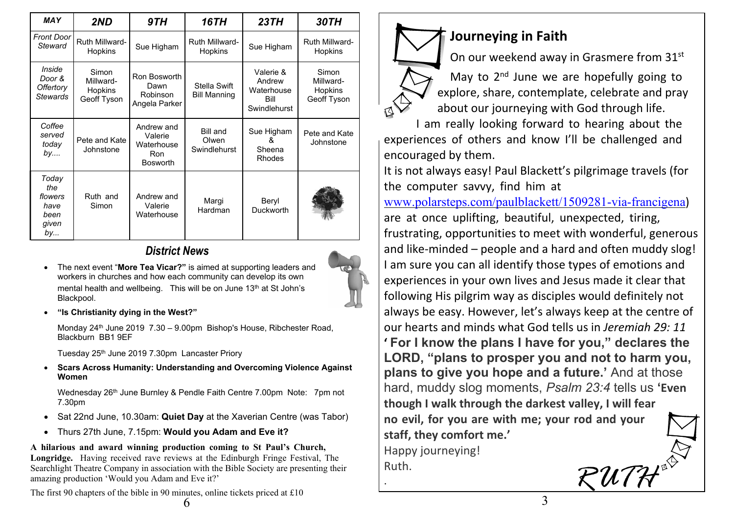| *MAY* | *2ND* | *9TH* | *16TH* | *23TH* | *30TH* |
|---|---|---|---|---|---|
| *Front Door Steward* | Ruth Millward-Hopkins | Sue Higham | Ruth Millward-Hopkins | Sue Higham | Ruth Millward-Hopkins |
| *Inside Door & Offertory Stewards* | Simon Millward-Hopkins Geoff Tyson | Ron Bosworth Dawn Robinson Angela Parker | Stella Swift Bill Manning | Valerie & Andrew Waterhouse Bill Swindlehurst | Simon Millward-Hopkins Geoff Tyson |
| *Coffee served today by....* | Pete and Kate Johnstone | Andrew and Valerie Waterhouse Ron Bosworth | Bill and Olwen Swindlehurst | Sue Higham & Sheena Rhodes | Pete and Kate Johnstone |
| *Today the flowers have been given by...* | Ruth and Simon | Andrew and Valerie Waterhouse | Margi Hardman | Beryl Duckworth | |

## *District News*

- The next event "**More Tea Vicar?"** is aimed at supporting leaders and workers in churches and how each community can develop its own mental health and wellbeing. This will be on June 13th at St John's Blackpool.
- **"Is Christianity dying in the West?"**

  Monday 24th June 2019 7.30 – 9.00pm Bishop's House, Ribchester Road, Blackburn BB1 9EF

  Tuesday 25th June 2019 7.30pm Lancaster Priory
- **Scars Across Humanity: Understanding and Overcoming Violence Against Women**

  Wednesday 26th June Burnley & Pendle Faith Centre 7.00pm Note: 7pm not 7.30pm
- Sat 22nd June, 10.30am: **Quiet Day** at the Xaverian Centre (was Tabor)
- Thurs 27th June, 7.15pm: **Would you Adam and Eve it?**

**A hilarious and award winning production coming to St Paul's Church, Longridge.** Having received rave reviews at the Edinburgh Fringe Festival, The Searchlight Theatre Company in association with the Bible Society are presenting their amazing production 'Would you Adam and Eve it?'

The first 90 chapters of the bible in 90 minutes, online tickets priced at £10

## Journeying in Faith

On our weekend away in Grasmere from 31st May to 2nd June we are hopefully going to explore, share, contemplate, celebrate and pray about our journeying with God through life.

I am really looking forward to hearing about the experiences of others and know I'll be challenged and encouraged by them.

It is not always easy! Paul Blackett's pilgrimage travels (for the computer savvy, find him at www.polarsteps.com/paulblackett/1509281-via-francigena) are at once uplifting, beautiful, unexpected, tiring, frustrating, opportunities to meet with wonderful, generous and like-minded – people and a hard and often muddy slog! I am sure you can all identify those types of emotions and experiences in your own lives and Jesus made it clear that following His pilgrim way as disciples would definitely not always be easy. However, let's always keep at the centre of our hearts and minds what God tells us in *Jeremiah 29: 11* **' For I know the plans I have for you," declares the LORD, "plans to prosper you and not to harm you, plans to give you hope and a future.'** And at those hard, muddy slog moments, *Psalm 23:4* tells us **'Even though I walk through the darkest valley, I will fear no evil, for you are with me; your rod and your staff, they comfort me.'**

Happy journeying!

Ruth.

*RUTH*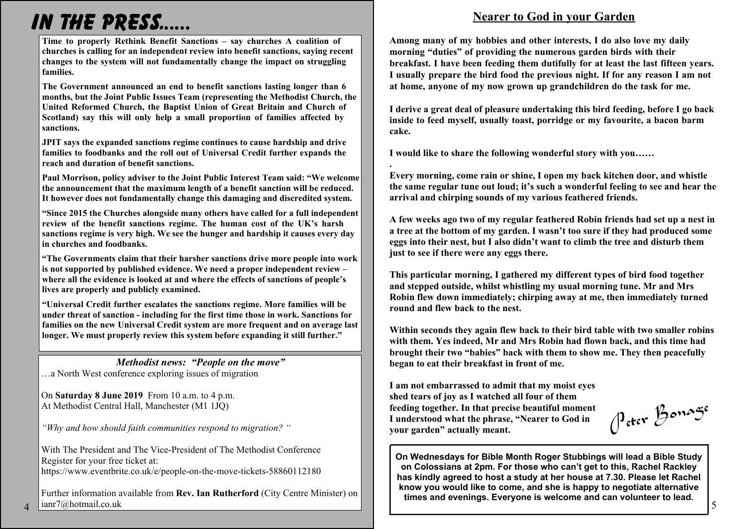# IN THE PRESS.....

**Time to properly Rethink Benefit Sanctions – say churches A coalition of churches is calling for an independent review into benefit sanctions, saying recent changes to the system will not fundamentally change the impact on struggling families.**

**The Government announced an end to benefit sanctions lasting longer than 6 months, but the Joint Public Issues Team (representing the Methodist Church, the United Reformed Church, the Baptist Union of Great Britain and Church of Scotland) say this will only help a small proportion of families affected by sanctions.**

**JPIT says the expanded sanctions regime continues to cause hardship and drive families to foodbanks and the roll out of Universal Credit further expands the reach and duration of benefit sanctions.**

**Paul Morrison, policy adviser to the Joint Public Interest Team said: "We welcome the announcement that the maximum length of a benefit sanction will be reduced. It however does not fundamentally change this damaging and discredited system.**

**"Since 2015 the Churches alongside many others have called for a full independent review of the benefit sanctions regime. The human cost of the UK's harsh sanctions regime is very high. We see the hunger and hardship it causes every day in churches and foodbanks.**

**"The Governments claim that their harsher sanctions drive more people into work is not supported by published evidence. We need a proper independent review – where all the evidence is looked at and where the effects of sanctions of people's lives are properly and publicly examined.**

**"Universal Credit further escalates the sanctions regime. More families will be under threat of sanction - including for the first time those in work. Sanctions for families on the new Universal Credit system are more frequent and on average last longer. We must properly review this system before expanding it still further."**

### *Methodist news: "People on the move"*

…a North West conference exploring issues of migration

On **Saturday 8 June 2019** From 10 a.m. to 4 p.m.
At Methodist Central Hall, Manchester (M1 1JQ)

*"Why and how should faith communities respond to migration? "*

With The President and The Vice-President of The Methodist Conference
Register for your free ticket at:
https://www.eventbrite.co.uk/e/people-on-the-move-tickets-58860112180

Further information available from **Rev. Ian Rutherford** (City Centre Minister) on ianr7@hotmail.co.uk

## Nearer to God in your Garden

**Among many of my hobbies and other interests, I do also love my daily morning "duties" of providing the numerous garden birds with their breakfast. I have been feeding them dutifully for at least the last fifteen years. I usually prepare the bird food the previous night. If for any reason I am not at home, anyone of my now grown up grandchildren do the task for me.**

**I derive a great deal of pleasure undertaking this bird feeding, before I go back inside to feed myself, usually toast, porridge or my favourite, a bacon barm cake.**

**I would like to share the following wonderful story with you……**

**.**
**Every morning, come rain or shine, I open my back kitchen door, and whistle the same regular tune out loud; it's such a wonderful feeling to see and hear the arrival and chirping sounds of my various feathered friends.**

**A few weeks ago two of my regular feathered Robin friends had set up a nest in a tree at the bottom of my garden. I wasn't too sure if they had produced some eggs into their nest, but I also didn't want to climb the tree and disturb them just to see if there were any eggs there.**

**This particular morning, I gathered my different types of bird food together and stepped outside, whilst whistling my usual morning tune. Mr and Mrs Robin flew down immediately; chirping away at me, then immediately turned round and flew back to the nest.**

**Within seconds they again flew back to their bird table with two smaller robins with them. Yes indeed, Mr and Mrs Robin had flown back, and this time had brought their two "babies" back with them to show me. They then peacefully began to eat their breakfast in front of me.**

**I am not embarrassed to admit that my moist eyes shed tears of joy as I watched all four of them feeding together. In that precise beautiful moment I understood what the phrase, "Nearer to God in your garden" actually meant.**

Peter Bonage

**On Wednesdays for Bible Month Roger Stubbings will lead a Bible Study on Colossians at 2pm. For those who can't get to this, Rachel Rackley has kindly agreed to host a study at her house at 7.30. Please let Rachel know you would like to come, and she is happy to negotiate alternative times and evenings. Everyone is welcome and can volunteer to lead.**